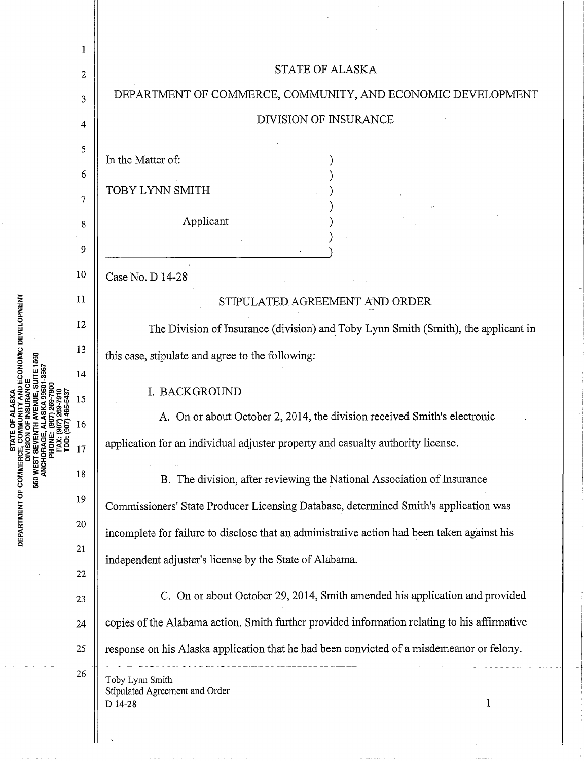STATE OF ALASKA

DEPARTMENT OF COMMERCE, COMMUNITY, AND ECONOMIC DEVELOPMENT

DIVISION OF INSURANCE

In the Matter of:

TOBY LYNN SMITH

Applicant

Case No. D 14-28

STIPULATED AGREEMENT AND ORDER

The Division of Insurance (division) and Toby Lynn Smith (Smith), the applicant in this case, stipulate and agree to the following:

I. BACKGROUND

A. On or about October 2, 2014, the division received Smith's electronic application for an individual adjuster property and casualty authority license.

B. The division, after reviewing the National Association of Insurance Commissioners' State Producer Licensing Database, determined Smith's application was incomplete for failure to disclose that an administrative action had been taken against his independent adjuster's license by the State of Alabama.

C. On or about October 29, 2014, Smith amended his application and provided copies of the Alabama action. Smith further provided information relating to his affirmative response on his Alaska application that he had been convicted of a misdemeanor or felony.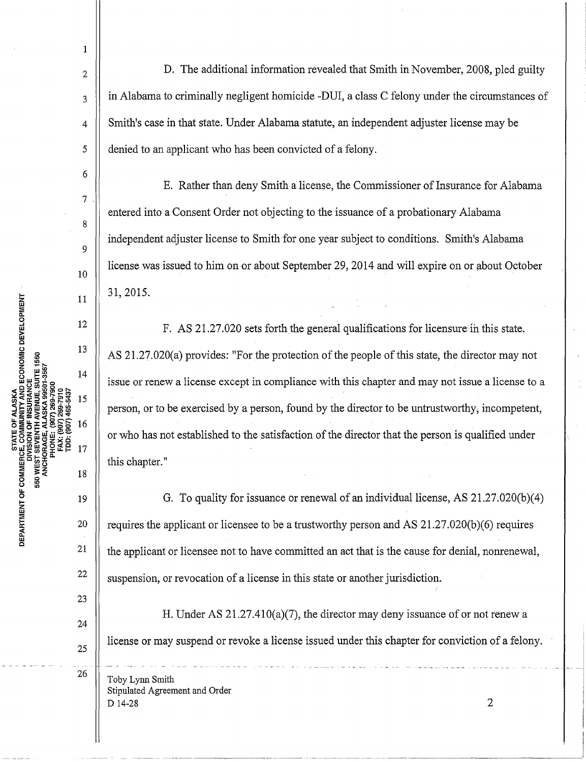D. The additional information revealed that Smith in November, 2008, pled guilty in Alabama to criminally negligent homicide -DUI, a class C felony under the circumstances of Smith's case in that state. Under Alabama statute, an independent adjuster license may be denied to an applicant who has been convicted of a felony.

E. Rather than deny Smith a license, the Commissioner of Insurance for Alabama entered into a Consent Order not objecting to the issuance of a probationary Alabama independent adjuster license to Smith for one year subject to conditions. Smith's Alabama license was issued to him on or about September 29, 2014 and will expire on or about October 31, 2015.

F. AS 21.27.020 sets forth the general qualifications for licensure in this state. AS 21.27.020(a) provides: "For the protection of the people of this state, the director may not issue or renew a license except in compliance with this chapter and may not issue a license to a person, or to be exercised by a person, found by the director to be untrustworthy, incompetent, or who has not established to the satisfaction of the director that the person is qualified under this chapter."

G. To quality for issuance or renewal of an individual license, AS 21.27.020(b)(4) requires the applicant or licensee to be a trustworthy person and AS 21.27.020(b)(6) requires the applicant or licensee not to have committed an act that is the cause for denial, nonrenewal, suspension, or revocation of a license in this state or another jurisdiction.

H. Under AS 21.27.410(a)(7), the director may deny issuance of or not renew a license or may suspend or revoke a license issued under this chapter for conviction of a felony.

Toby Lynn Smith
Stipulated Agreement and Order
D 14-28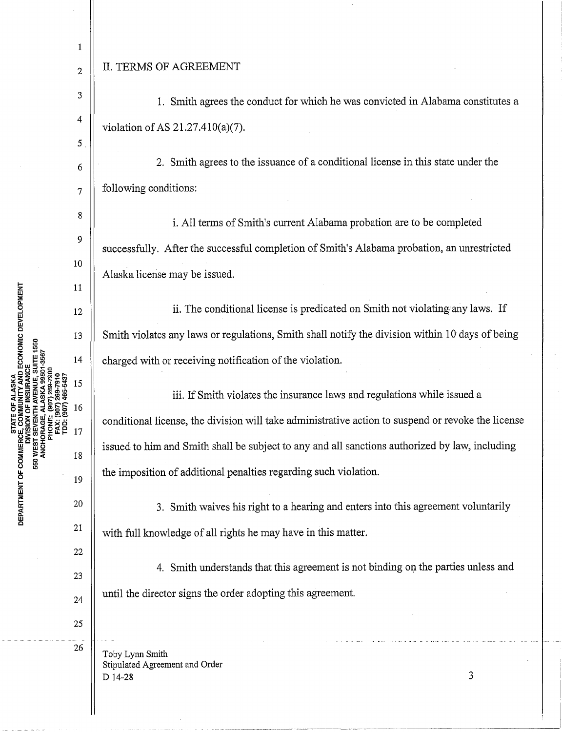## II. TERMS OF AGREEMENT

1. Smith agrees the conduct for which he was convicted in Alabama constitutes a violation of AS 21.27.410(a)(7).

2. Smith agrees to the issuance of a conditional license in this state under the following conditions:

i. All terms of Smith's current Alabama probation are to be completed successfully. After the successful completion of Smith's Alabama probation, an unrestricted Alaska license may be issued.

ii. The conditional license is predicated on Smith not violating any laws. If Smith violates any laws or regulations, Smith shall notify the division within 10 days of being charged with or receiving notification of the violation.

iii. If Smith violates the insurance laws and regulations while issued a conditional license, the division will take administrative action to suspend or revoke the license issued to him and Smith shall be subject to any and all sanctions authorized by law, including the imposition of additional penalties regarding such violation.

3. Smith waives his right to a hearing and enters into this agreement voluntarily with full knowledge of all rights he may have in this matter.

4. Smith understands that this agreement is not binding on the parties unless and until the director signs the order adopting this agreement.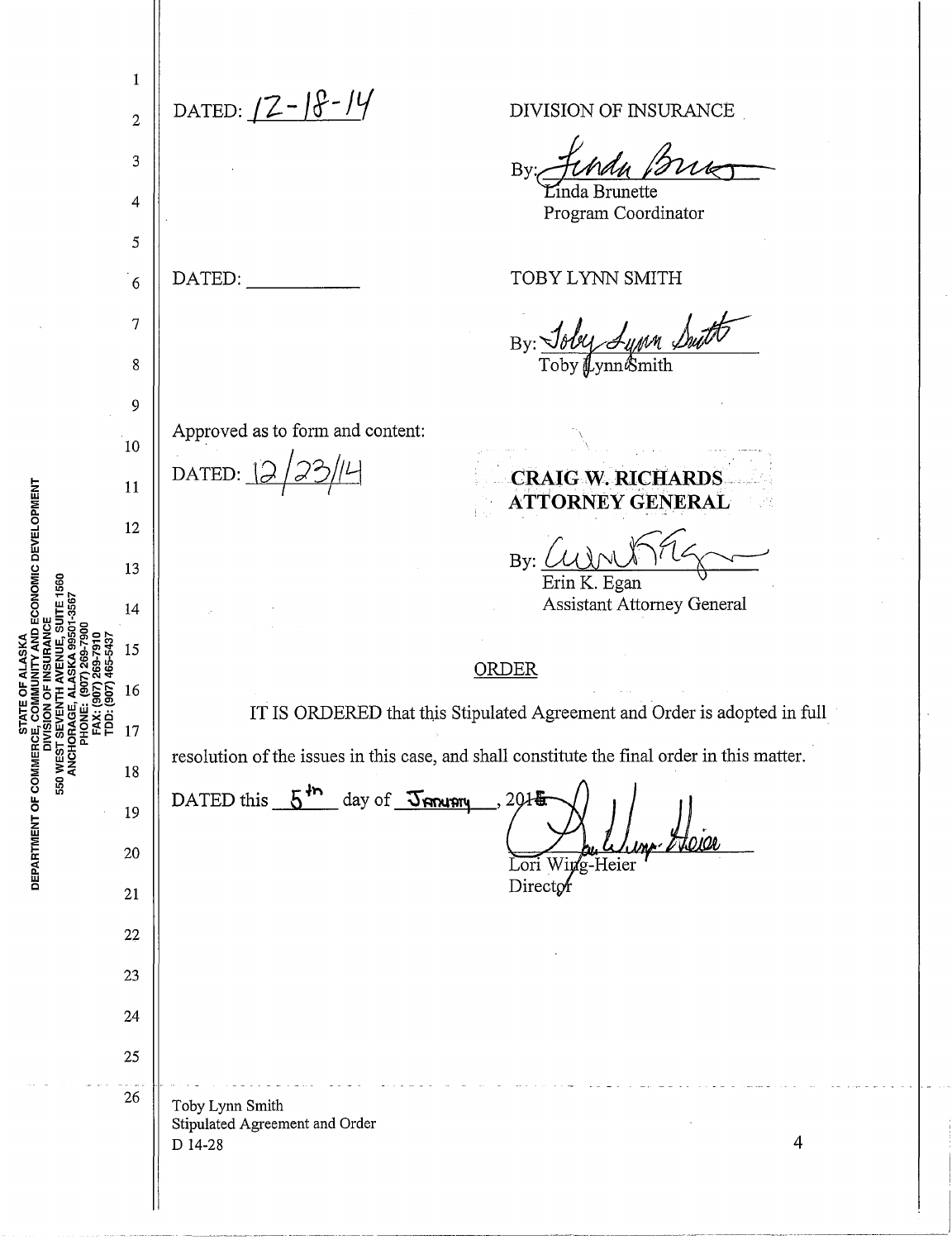DATED: 12-18-14

DIVISION OF INSURANCE

By: Linda Brunette
Linda Brunette
Program Coordinator

DATED: ___________

TOBY LYNN SMITH

By: Toby Lynn Smith
Toby Lynn Smith

Approved as to form and content:

DATED: 12/23/14

**CRAIG W. RICHARDS**
**ATTORNEY GENERAL**

By: Erin K. Egan
Erin K. Egan
Assistant Attorney General

ORDER

IT IS ORDERED that this Stipulated Agreement and Order is adopted in full resolution of the issues in this case, and shall constitute the final order in this matter.

DATED this 5th day of January, 2015

Lori Wing-Heier
Lori Wing-Heier
Director

Toby Lynn Smith
Stipulated Agreement and Order
D 14-28